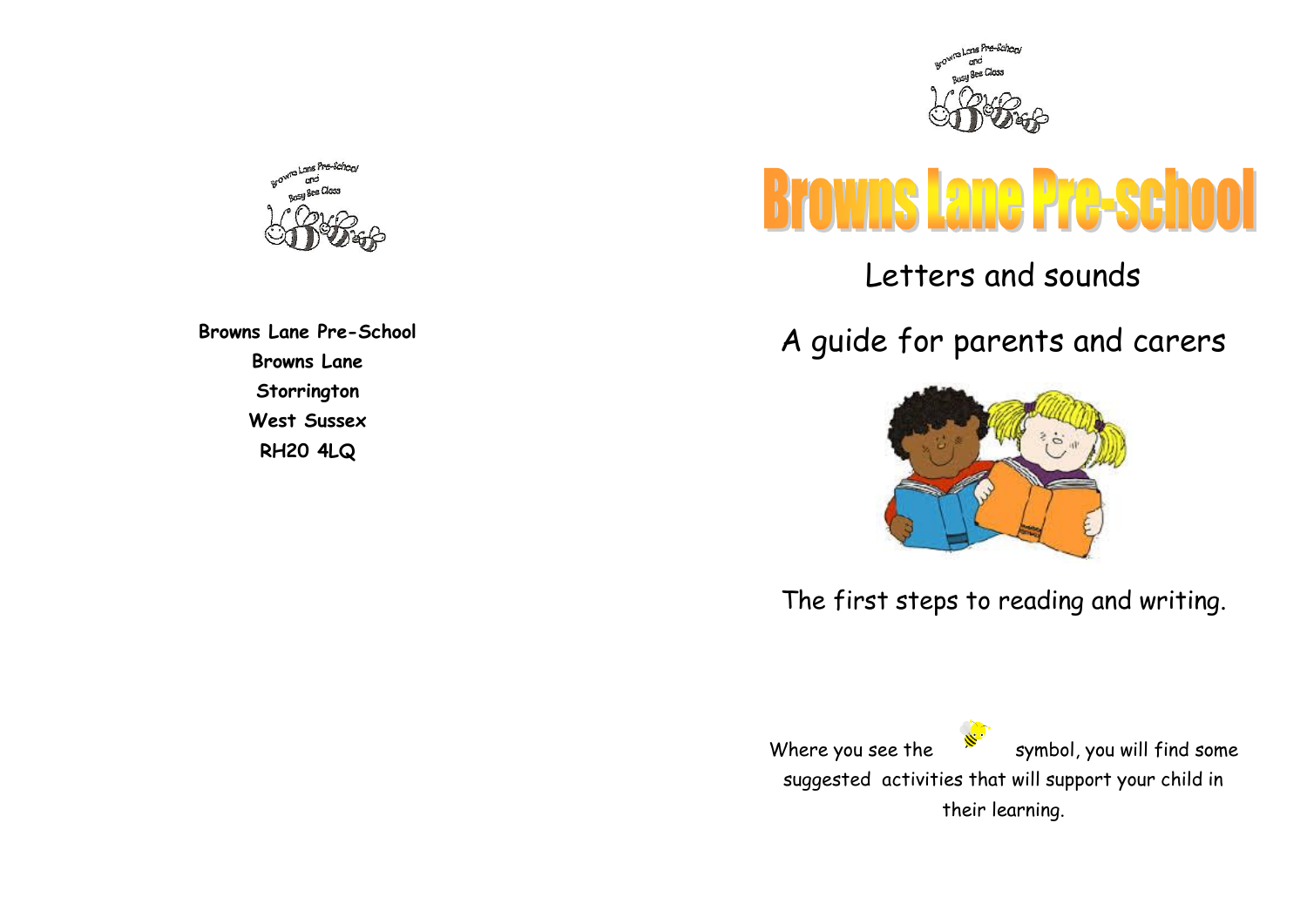**Browns Lane Pre-School**
**Browns Lane**
**Storrington**
**West Sussex**
**RH20 4LQ**

# Browns Lane Pre-school

## Letters and sounds

## A guide for parents and carers

The first steps to reading and writing.

Where you see the symbol, you will find some suggested activities that will support your child in their learning.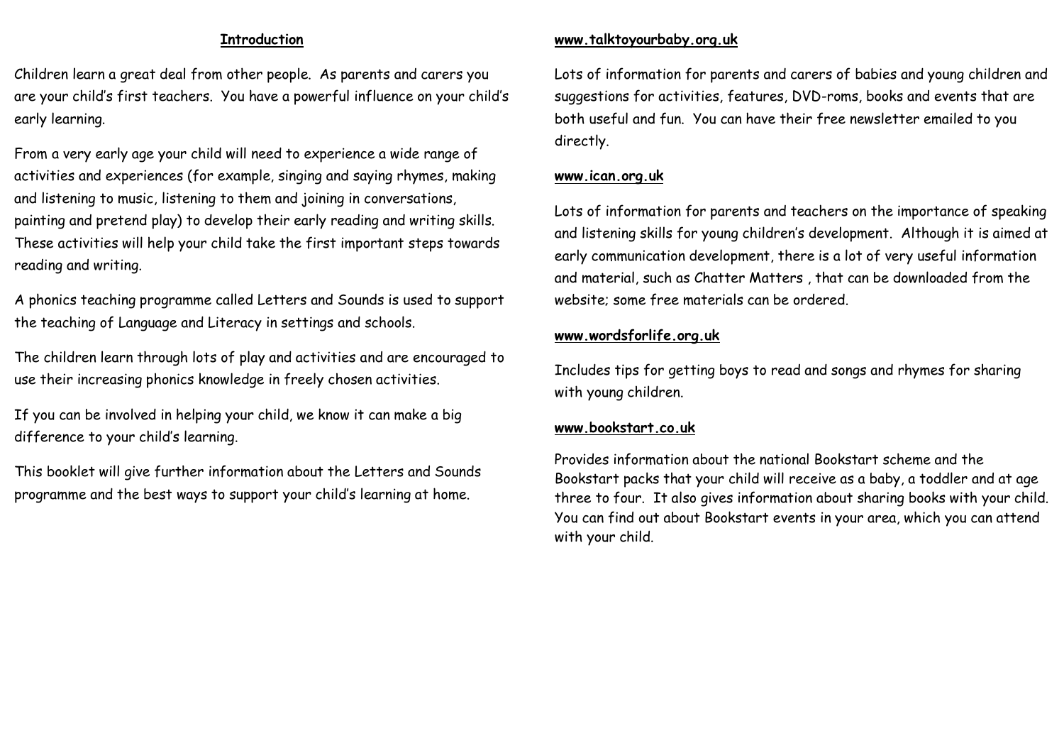## Introduction

Children learn a great deal from other people. As parents and carers you are your child's first teachers. You have a powerful influence on your child's early learning.

From a very early age your child will need to experience a wide range of activities and experiences (for example, singing and saying rhymes, making and listening to music, listening to them and joining in conversations, painting and pretend play) to develop their early reading and writing skills. These activities will help your child take the first important steps towards reading and writing.

A phonics teaching programme called Letters and Sounds is used to support the teaching of Language and Literacy in settings and schools.

The children learn through lots of play and activities and are encouraged to use their increasing phonics knowledge in freely chosen activities.

If you can be involved in helping your child, we know it can make a big difference to your child's learning.

This booklet will give further information about the Letters and Sounds programme and the best ways to support your child's learning at home.

**www.talktoyourbaby.org.uk**

Lots of information for parents and carers of babies and young children and suggestions for activities, features, DVD-roms, books and events that are both useful and fun. You can have their free newsletter emailed to you directly.

**www.ican.org.uk**

Lots of information for parents and teachers on the importance of speaking and listening skills for young children's development. Although it is aimed at early communication development, there is a lot of very useful information and material, such as Chatter Matters , that can be downloaded from the website; some free materials can be ordered.

**www.wordsforlife.org.uk**

Includes tips for getting boys to read and songs and rhymes for sharing with young children.

**www.bookstart.co.uk**

Provides information about the national Bookstart scheme and the Bookstart packs that your child will receive as a baby, a toddler and at age three to four. It also gives information about sharing books with your child. You can find out about Bookstart events in your area, which you can attend with your child.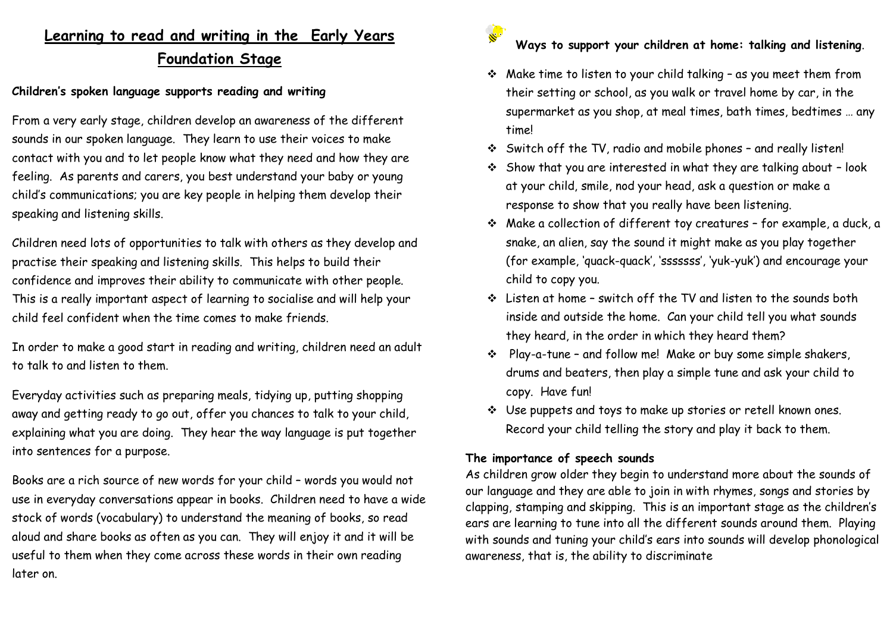# Learning to read and writing in the Early Years Foundation Stage

**Children's spoken language supports reading and writing**

From a very early stage, children develop an awareness of the different sounds in our spoken language. They learn to use their voices to make contact with you and to let people know what they need and how they are feeling. As parents and carers, you best understand your baby or young child's communications; you are key people in helping them develop their speaking and listening skills.

Children need lots of opportunities to talk with others as they develop and practise their speaking and listening skills. This helps to build their confidence and improves their ability to communicate with other people. This is a really important aspect of learning to socialise and will help your child feel confident when the time comes to make friends.

In order to make a good start in reading and writing, children need an adult to talk to and listen to them.

Everyday activities such as preparing meals, tidying up, putting shopping away and getting ready to go out, offer you chances to talk to your child, explaining what you are doing. They hear the way language is put together into sentences for a purpose.

Books are a rich source of new words for your child – words you would not use in everyday conversations appear in books. Children need to have a wide stock of words (vocabulary) to understand the meaning of books, so read aloud and share books as often as you can. They will enjoy it and it will be useful to them when they come across these words in their own reading later on.

**Ways to support your children at home: talking and listening.**

- Make time to listen to your child talking – as you meet them from their setting or school, as you walk or travel home by car, in the supermarket as you shop, at meal times, bath times, bedtimes … any time!
- Switch off the TV, radio and mobile phones – and really listen!
- Show that you are interested in what they are talking about – look at your child, smile, nod your head, ask a question or make a response to show that you really have been listening.
- Make a collection of different toy creatures – for example, a duck, a snake, an alien, say the sound it might make as you play together (for example, 'quack-quack', 'sssssss', 'yuk-yuk') and encourage your child to copy you.
- Listen at home – switch off the TV and listen to the sounds both inside and outside the home. Can your child tell you what sounds they heard, in the order in which they heard them?
- Play-a-tune – and follow me! Make or buy some simple shakers, drums and beaters, then play a simple tune and ask your child to copy. Have fun!
- Use puppets and toys to make up stories or retell known ones. Record your child telling the story and play it back to them.

**The importance of speech sounds**

As children grow older they begin to understand more about the sounds of our language and they are able to join in with rhymes, songs and stories by clapping, stamping and skipping. This is an important stage as the children's ears are learning to tune into all the different sounds around them. Playing with sounds and tuning your child's ears into sounds will develop phonological awareness, that is, the ability to discriminate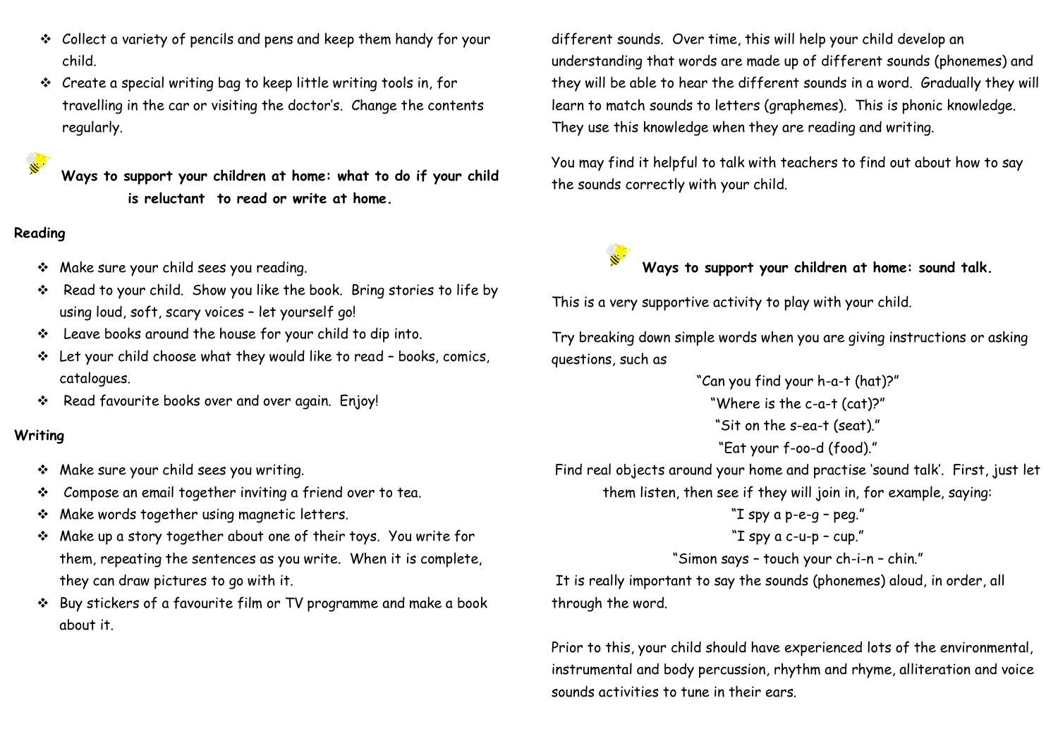- Collect a variety of pencils and pens and keep them handy for your child.
- Create a special writing bag to keep little writing tools in, for travelling in the car or visiting the doctor's. Change the contents regularly.

### Ways to support your children at home: what to do if your child is reluctant to read or write at home.

**Reading**

- Make sure your child sees you reading.
- Read to your child. Show you like the book. Bring stories to life by using loud, soft, scary voices – let yourself go!
- Leave books around the house for your child to dip into.
- Let your child choose what they would like to read – books, comics, catalogues.
- Read favourite books over and over again. Enjoy!

**Writing**

- Make sure your child sees you writing.
- Compose an email together inviting a friend over to tea.
- Make words together using magnetic letters.
- Make up a story together about one of their toys. You write for them, repeating the sentences as you write. When it is complete, they can draw pictures to go with it.
- Buy stickers of a favourite film or TV programme and make a book about it.

different sounds. Over time, this will help your child develop an understanding that words are made up of different sounds (phonemes) and they will be able to hear the different sounds in a word. Gradually they will learn to match sounds to letters (graphemes). This is phonic knowledge. They use this knowledge when they are reading and writing.

You may find it helpful to talk with teachers to find out about how to say the sounds correctly with your child.

### Ways to support your children at home: sound talk.

This is a very supportive activity to play with your child.

Try breaking down simple words when you are giving instructions or asking questions, such as

"Can you find your h-a-t (hat)?"

"Where is the c-a-t (cat)?"

"Sit on the s-ea-t (seat)."

"Eat your f-oo-d (food)."

Find real objects around your home and practise 'sound talk'. First, just let them listen, then see if they will join in, for example, saying:

"I spy a p-e-g – peg."

"I spy a c-u-p – cup."

"Simon says – touch your ch-i-n – chin."

It is really important to say the sounds (phonemes) aloud, in order, all through the word.

Prior to this, your child should have experienced lots of the environmental, instrumental and body percussion, rhythm and rhyme, alliteration and voice sounds activities to tune in their ears.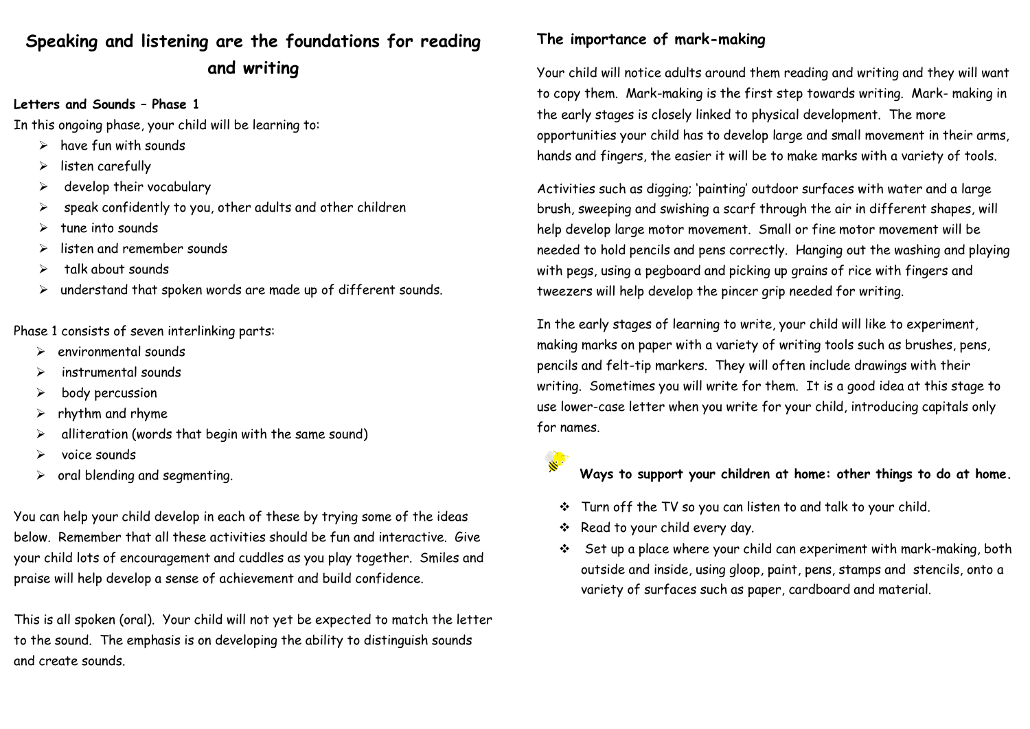# Speaking and listening are the foundations for reading and writing

**Letters and Sounds – Phase 1**

In this ongoing phase, your child will be learning to:

- have fun with sounds
- listen carefully
- develop their vocabulary
- speak confidently to you, other adults and other children
- tune into sounds
- listen and remember sounds
- talk about sounds
- understand that spoken words are made up of different sounds.

Phase 1 consists of seven interlinking parts:

- environmental sounds
- instrumental sounds
- body percussion
- rhythm and rhyme
- alliteration (words that begin with the same sound)
- voice sounds
- oral blending and segmenting.

You can help your child develop in each of these by trying some of the ideas below. Remember that all these activities should be fun and interactive. Give your child lots of encouragement and cuddles as you play together. Smiles and praise will help develop a sense of achievement and build confidence.

This is all spoken (oral). Your child will not yet be expected to match the letter to the sound. The emphasis is on developing the ability to distinguish sounds and create sounds.

## The importance of mark-making

Your child will notice adults around them reading and writing and they will want to copy them. Mark-making is the first step towards writing. Mark- making in the early stages is closely linked to physical development. The more opportunities your child has to develop large and small movement in their arms, hands and fingers, the easier it will be to make marks with a variety of tools.

Activities such as digging; 'painting' outdoor surfaces with water and a large brush, sweeping and swishing a scarf through the air in different shapes, will help develop large motor movement. Small or fine motor movement will be needed to hold pencils and pens correctly. Hanging out the washing and playing with pegs, using a pegboard and picking up grains of rice with fingers and tweezers will help develop the pincer grip needed for writing.

In the early stages of learning to write, your child will like to experiment, making marks on paper with a variety of writing tools such as brushes, pens, pencils and felt-tip markers. They will often include drawings with their writing. Sometimes you will write for them. It is a good idea at this stage to use lower-case letter when you write for your child, introducing capitals only for names.

**Ways to support your children at home: other things to do at home.**

- Turn off the TV so you can listen to and talk to your child.
- Read to your child every day.
- Set up a place where your child can experiment with mark-making, both outside and inside, using gloop, paint, pens, stamps and stencils, onto a variety of surfaces such as paper, cardboard and material.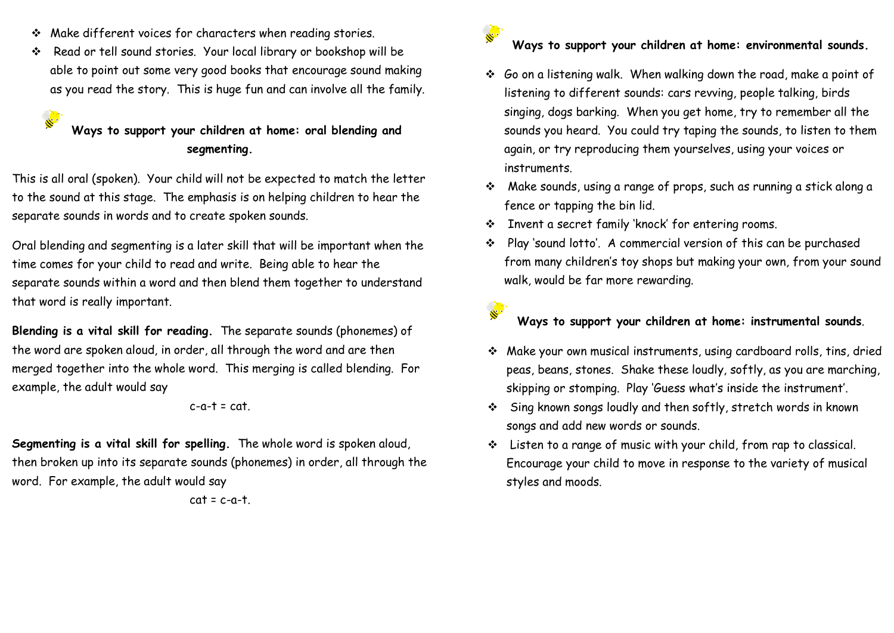- Make different voices for characters when reading stories.
- Read or tell sound stories. Your local library or bookshop will be able to point out some very good books that encourage sound making as you read the story. This is huge fun and can involve all the family.

## Ways to support your children at home: oral blending and segmenting.

This is all oral (spoken). Your child will not be expected to match the letter to the sound at this stage. The emphasis is on helping children to hear the separate sounds in words and to create spoken sounds.

Oral blending and segmenting is a later skill that will be important when the time comes for your child to read and write. Being able to hear the separate sounds within a word and then blend them together to understand that word is really important.

**Blending is a vital skill for reading.** The separate sounds (phonemes) of the word are spoken aloud, in order, all through the word and are then merged together into the whole word. This merging is called blending. For example, the adult would say

c-a-t = cat.

**Segmenting is a vital skill for spelling.** The whole word is spoken aloud, then broken up into its separate sounds (phonemes) in order, all through the word. For example, the adult would say

cat = c-a-t.

## Ways to support your children at home: environmental sounds.

- Go on a listening walk. When walking down the road, make a point of listening to different sounds: cars revving, people talking, birds singing, dogs barking. When you get home, try to remember all the sounds you heard. You could try taping the sounds, to listen to them again, or try reproducing them yourselves, using your voices or instruments.
- Make sounds, using a range of props, such as running a stick along a fence or tapping the bin lid.
- Invent a secret family 'knock' for entering rooms.
- Play 'sound lotto'. A commercial version of this can be purchased from many children's toy shops but making your own, from your sound walk, would be far more rewarding.

## Ways to support your children at home: instrumental sounds.

- Make your own musical instruments, using cardboard rolls, tins, dried peas, beans, stones. Shake these loudly, softly, as you are marching, skipping or stomping. Play 'Guess what's inside the instrument'.
- Sing known songs loudly and then softly, stretch words in known songs and add new words or sounds.
- Listen to a range of music with your child, from rap to classical. Encourage your child to move in response to the variety of musical styles and moods.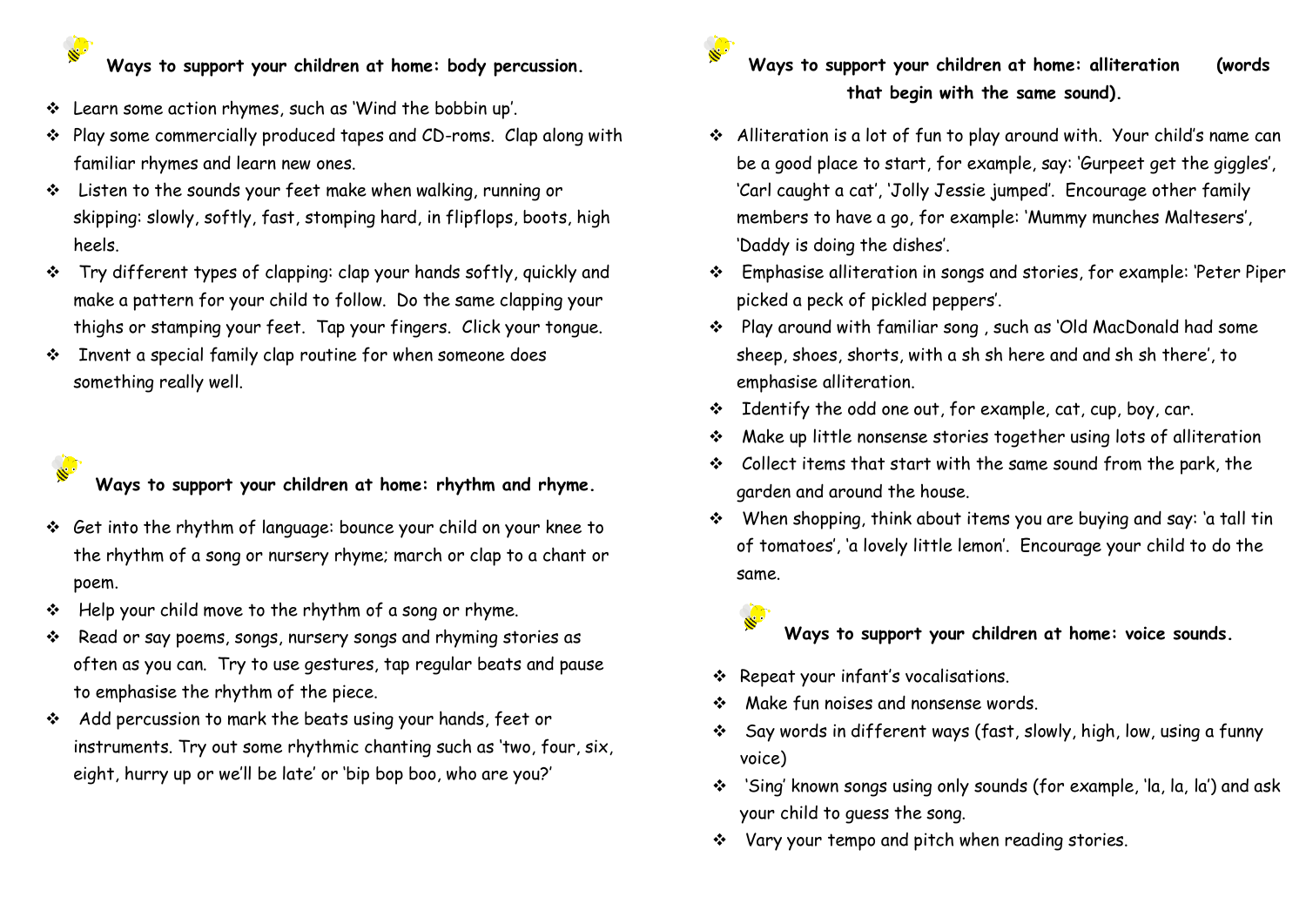## Ways to support your children at home: body percussion.

- Learn some action rhymes, such as 'Wind the bobbin up'.
- Play some commercially produced tapes and CD-roms. Clap along with familiar rhymes and learn new ones.
- Listen to the sounds your feet make when walking, running or skipping: slowly, softly, fast, stomping hard, in flipflops, boots, high heels.
- Try different types of clapping: clap your hands softly, quickly and make a pattern for your child to follow. Do the same clapping your thighs or stamping your feet. Tap your fingers. Click your tongue.
- Invent a special family clap routine for when someone does something really well.

## Ways to support your children at home: rhythm and rhyme.

- Get into the rhythm of language: bounce your child on your knee to the rhythm of a song or nursery rhyme; march or clap to a chant or poem.
- Help your child move to the rhythm of a song or rhyme.
- Read or say poems, songs, nursery songs and rhyming stories as often as you can. Try to use gestures, tap regular beats and pause to emphasise the rhythm of the piece.
- Add percussion to mark the beats using your hands, feet or instruments. Try out some rhythmic chanting such as 'two, four, six, eight, hurry up or we'll be late' or 'bip bop boo, who are you?'

## Ways to support your children at home: alliteration (words that begin with the same sound).

- Alliteration is a lot of fun to play around with. Your child's name can be a good place to start, for example, say: 'Gurpeet get the giggles', 'Carl caught a cat', 'Jolly Jessie jumped'. Encourage other family members to have a go, for example: 'Mummy munches Maltesers', 'Daddy is doing the dishes'.
- Emphasise alliteration in songs and stories, for example: 'Peter Piper picked a peck of pickled peppers'.
- Play around with familiar song , such as 'Old MacDonald had some sheep, shoes, shorts, with a sh sh here and and sh sh there', to emphasise alliteration.
- Identify the odd one out, for example, cat, cup, boy, car.
- Make up little nonsense stories together using lots of alliteration
- Collect items that start with the same sound from the park, the garden and around the house.
- When shopping, think about items you are buying and say: 'a tall tin of tomatoes', 'a lovely little lemon'. Encourage your child to do the same.

## Ways to support your children at home: voice sounds.

- Repeat your infant's vocalisations.
- Make fun noises and nonsense words.
- Say words in different ways (fast, slowly, high, low, using a funny voice)
- 'Sing' known songs using only sounds (for example, 'la, la, la') and ask your child to guess the song.
- Vary your tempo and pitch when reading stories.